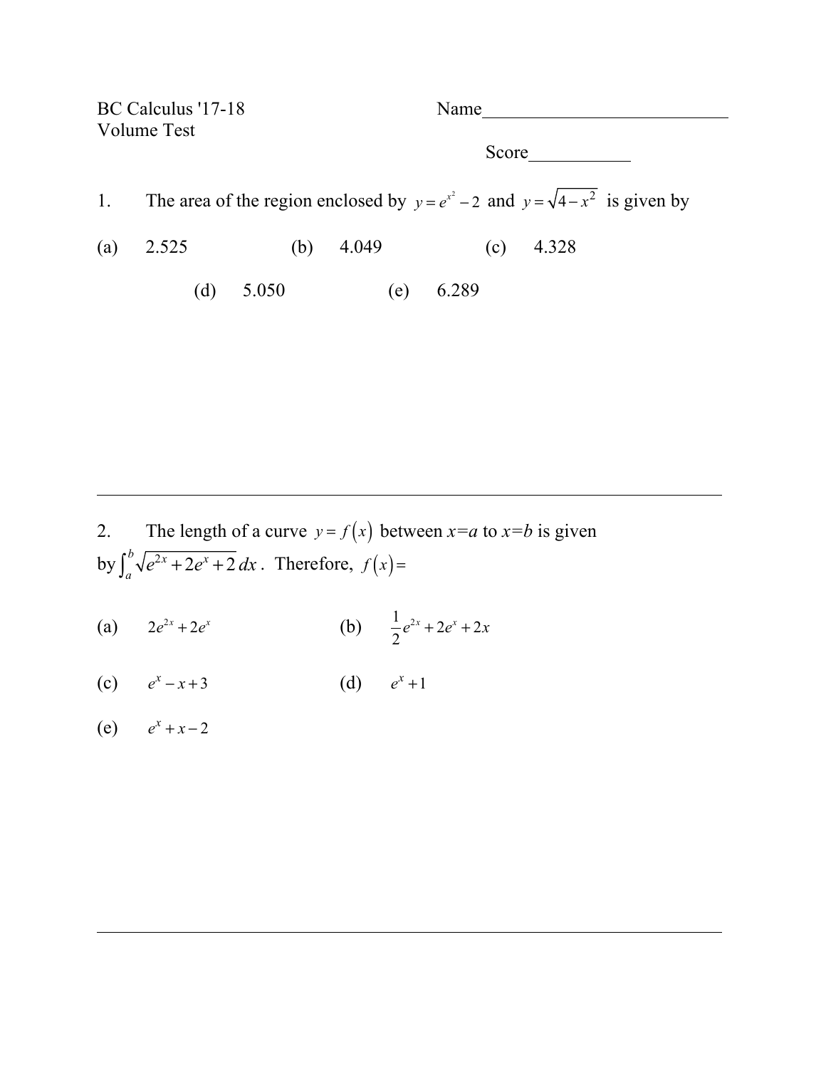BC Calculus '17-18

Volume Test

Name___________________________

Score___________

1. The area of the region enclosed by $y = e^{x^2} - 2$ and $y = \sqrt{4 - x^2}$ is given by

(a) 2.525 (b) 4.049 (c) 4.328

(d) 5.050 (e) 6.289

---

2. The length of a curve $y = f(x)$ between $x=a$ to $x=b$ is given by $\int_a^b \sqrt{e^{2x} + 2e^x + 2}\, dx$. Therefore, $f(x) =$

(a) $2e^{2x} + 2e^x$

(b) $\frac{1}{2}e^{2x} + 2e^x + 2x$

(c) $e^x - x + 3$

(d) $e^x + 1$

(e) $e^x + x - 2$

---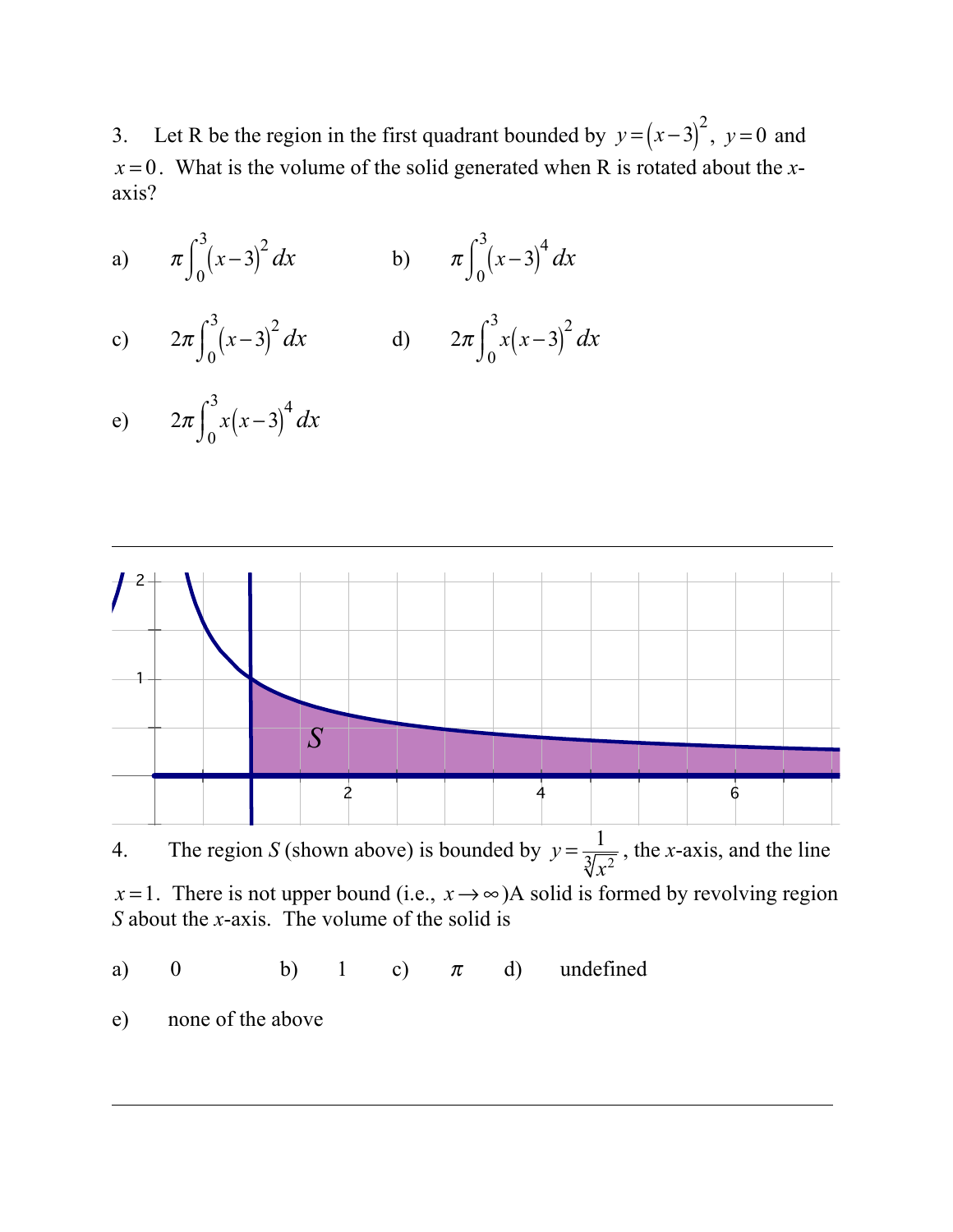3. Let R be the region in the first quadrant bounded by $y = (x-3)^2$, $y = 0$ and $x = 0$. What is the volume of the solid generated when R is rotated about the $x$-axis?

a) $\pi \int_0^3 (x-3)^2 \, dx$

b) $\pi \int_0^3 (x-3)^4 \, dx$

c) $2\pi \int_0^3 (x-3)^2 \, dx$

d) $2\pi \int_0^3 x(x-3)^2 \, dx$

e) $2\pi \int_0^3 x(x-3)^4 \, dx$

---

2

1

S

2

4

6

4. The region $S$ (shown above) is bounded by $y = \frac{1}{\sqrt[3]{x^2}}$, the $x$-axis, and the line $x = 1$. There is not upper bound (i.e., $x \to \infty$)A solid is formed by revolving region $S$ about the $x$-axis. The volume of the solid is

a) 0

b) 1

c) $\pi$

d) undefined

e) none of the above

---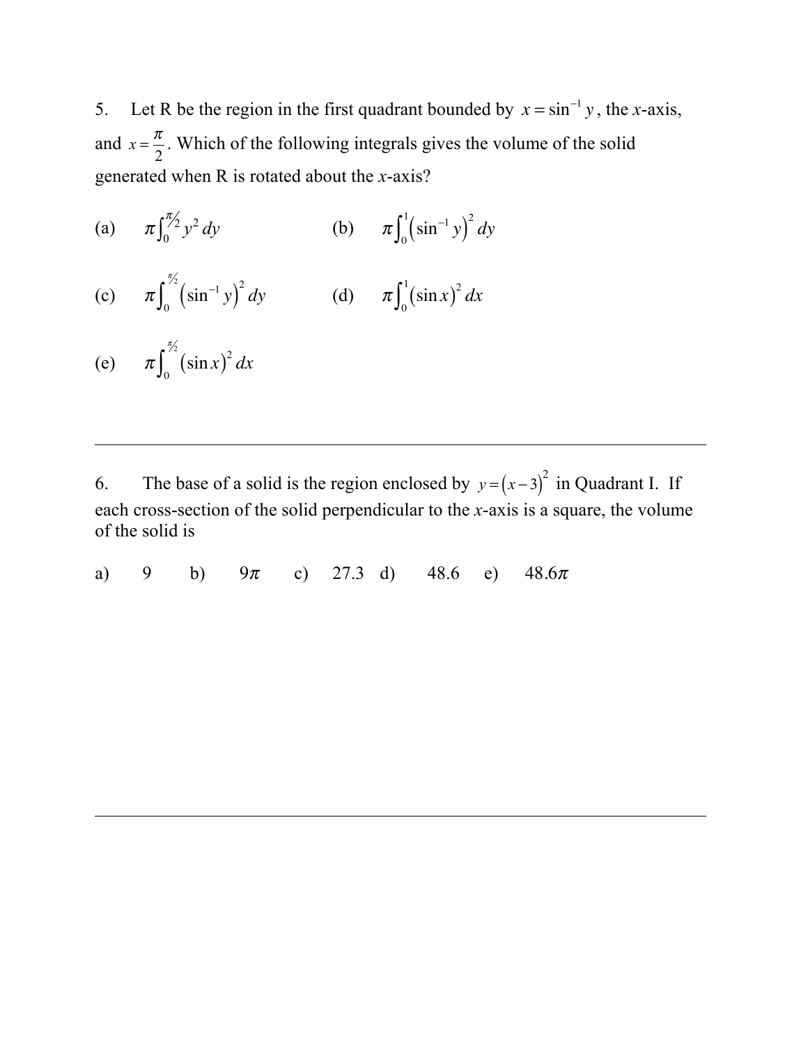5. Let R be the region in the first quadrant bounded by $x = \sin^{-1} y$, the $x$-axis, and $x = \frac{\pi}{2}$. Which of the following integrals gives the volume of the solid generated when R is rotated about the $x$-axis?

(a) $\pi \int_0^{\pi/2} y^2 \, dy$

(b) $\pi \int_0^1 \left(\sin^{-1} y\right)^2 dy$

(c) $\pi \int_0^{\pi/2} \left(\sin^{-1} y\right)^2 dy$

(d) $\pi \int_0^1 (\sin x)^2 \, dx$

(e) $\pi \int_0^{\pi/2} (\sin x)^2 \, dx$

---

6. The base of a solid is the region enclosed by $y = (x-3)^2$ in Quadrant I. If each cross-section of the solid perpendicular to the $x$-axis is a square, the volume of the solid is

a) 9 b) $9\pi$ c) 27.3 d) 48.6 e) $48.6\pi$

---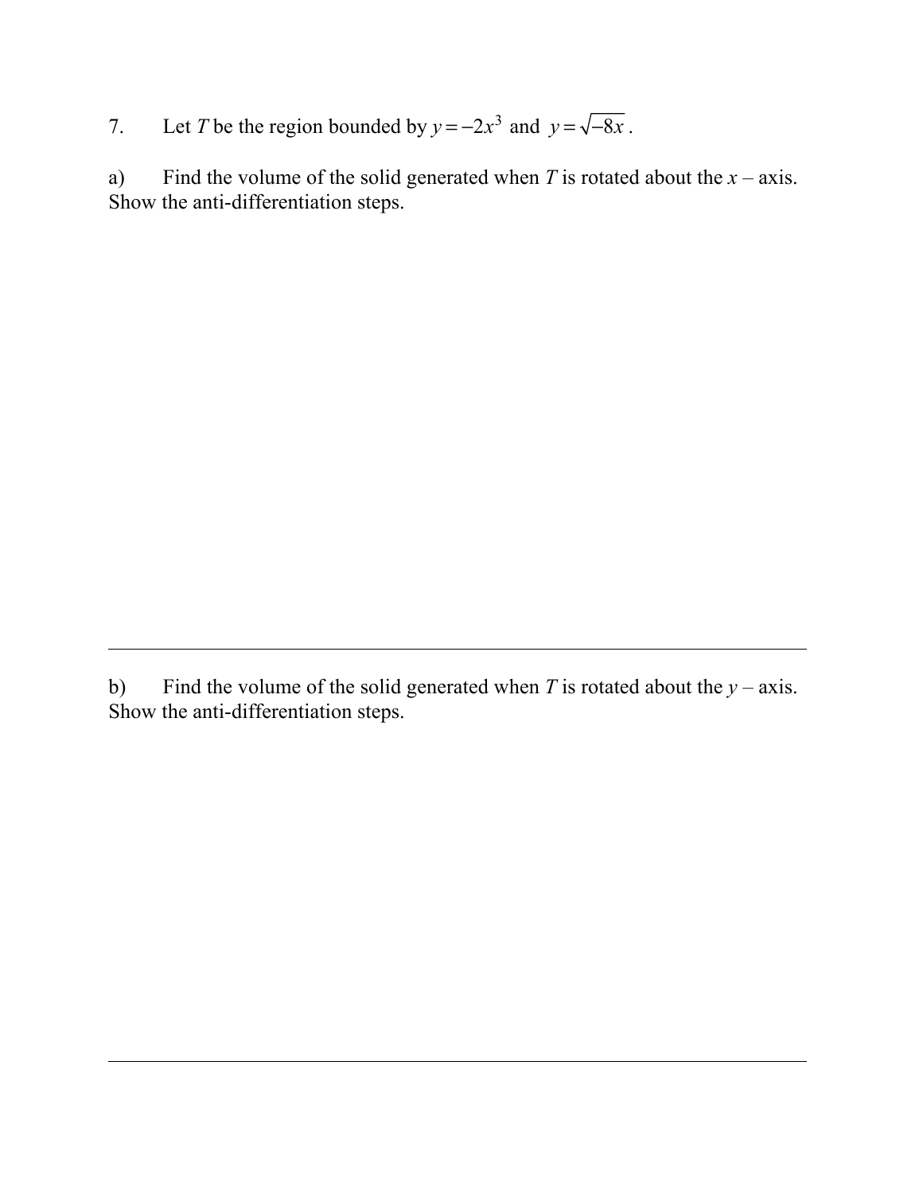7. Let $T$ be the region bounded by $y = -2x^3$ and $y = \sqrt{-8x}$.

a) Find the volume of the solid generated when $T$ is rotated about the $x$ – axis. Show the anti-differentiation steps.

---

b) Find the volume of the solid generated when $T$ is rotated about the $y$ – axis. Show the anti-differentiation steps.

---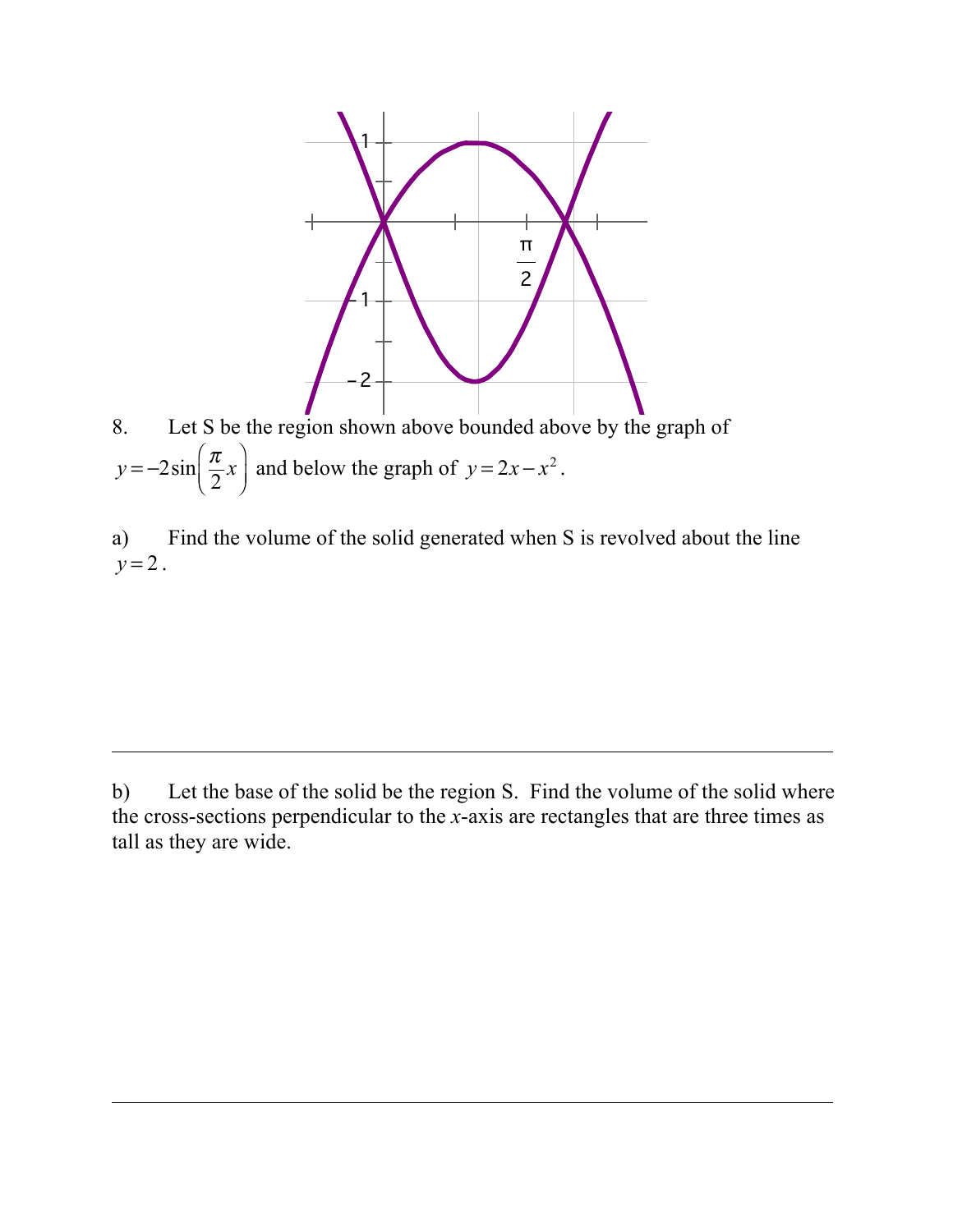1

$-1$

$-2$

$\frac{\pi}{2}$

8. Let S be the region shown above bounded above by the graph of $y = -2\sin\left(\frac{\pi}{2}x\right)$ and below the graph of $y = 2x - x^2$.

a) Find the volume of the solid generated when S is revolved about the line $y = 2$.

---

b) Let the base of the solid be the region S. Find the volume of the solid where the cross-sections perpendicular to the $x$-axis are rectangles that are three times as tall as they are wide.

---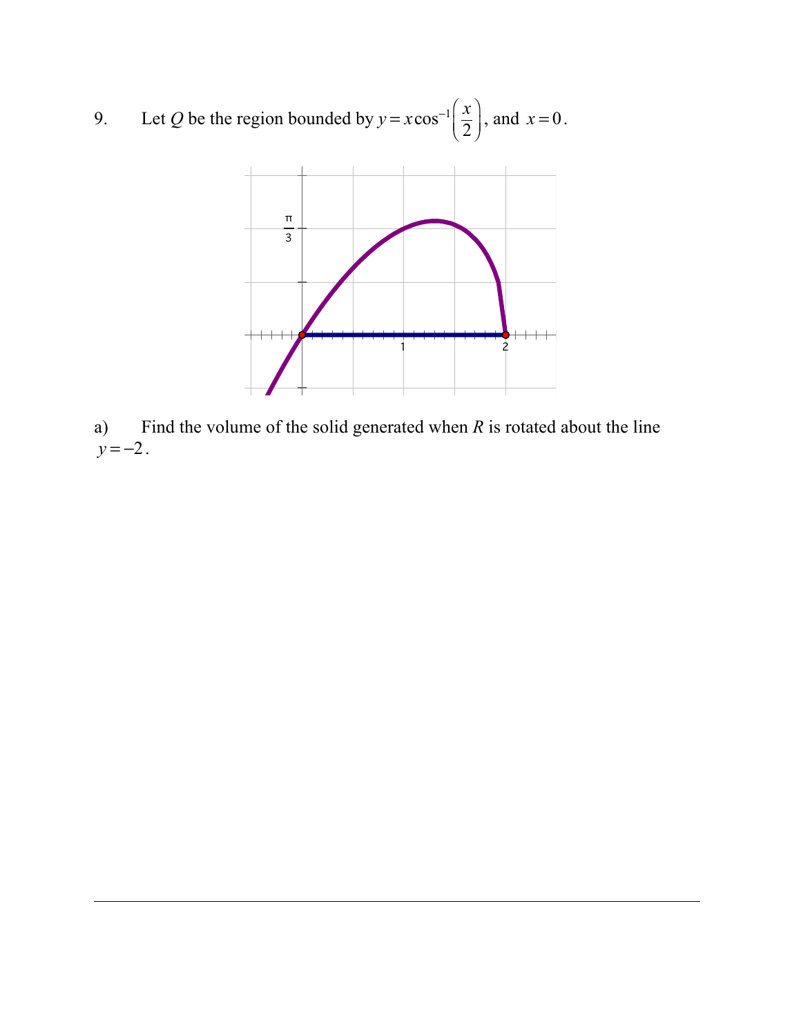9. Let $Q$ be the region bounded by $y = x\cos^{-1}\left(\dfrac{x}{2}\right)$, and $x = 0$.

$\frac{\pi}{3}$

1

2

a) Find the volume of the solid generated when $R$ is rotated about the line $y = -2$.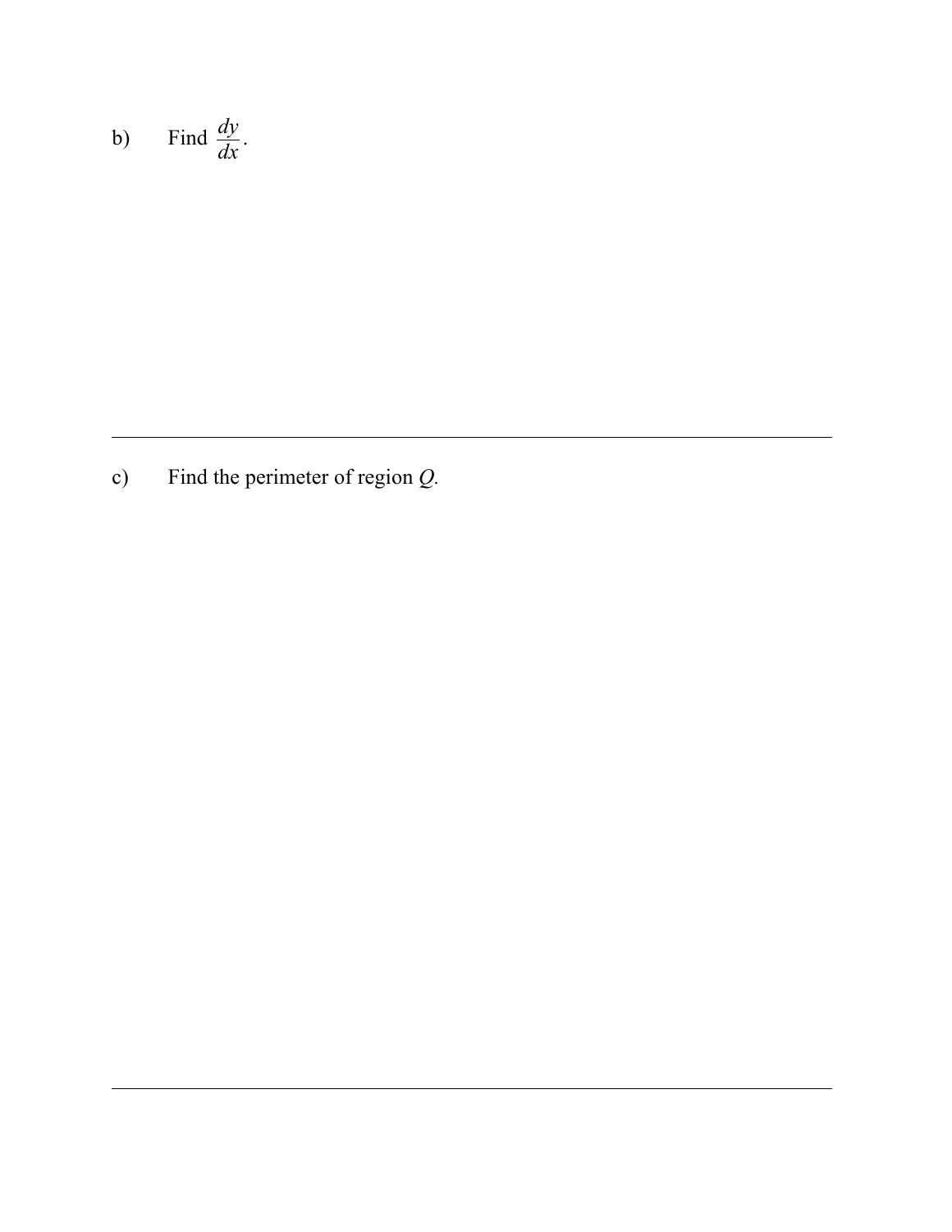b) Find $\dfrac{dy}{dx}$.

---

c) Find the perimeter of region $Q$.

---